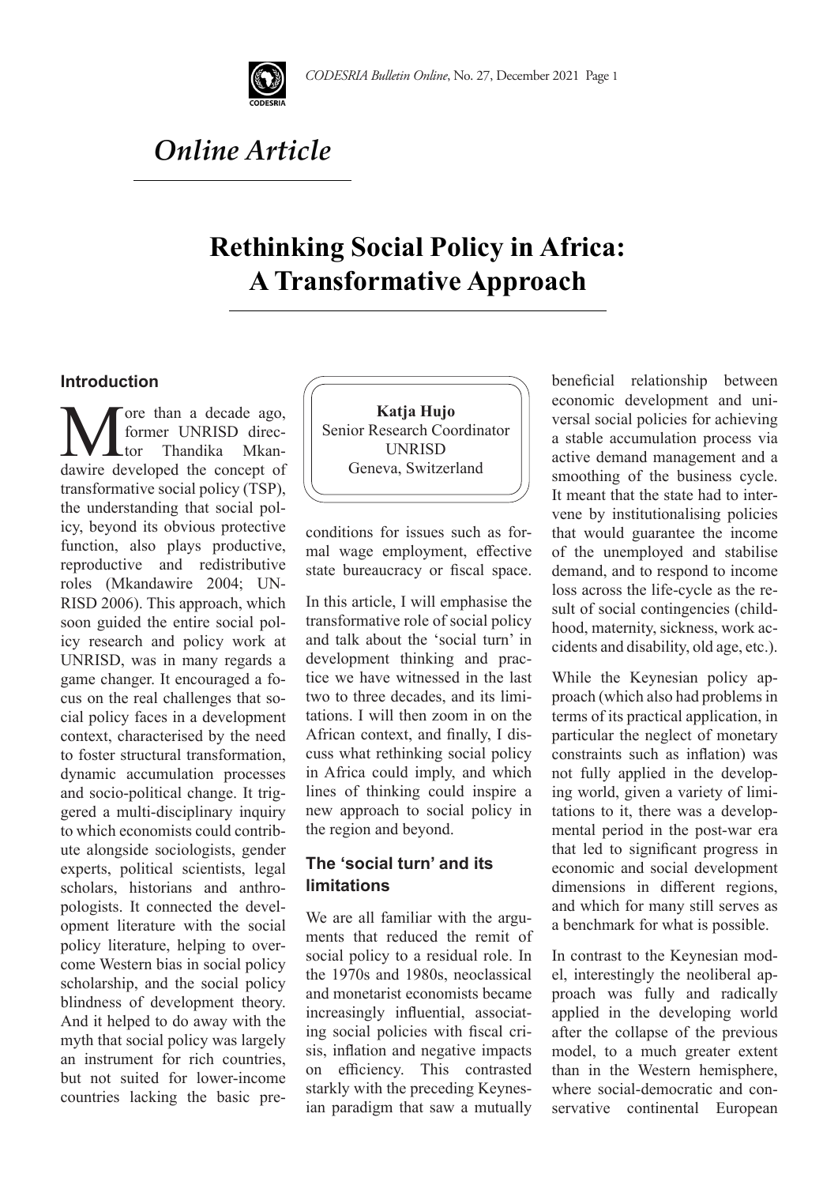# Online Article

## Rethinking Social Policy in Africa: A Transformative Approach

**Katja Hujo**
Senior Research Coordinator
UNRISD
Geneva, Switzerland

### Introduction

More than a decade ago, former UNRISD director Thandika Mkandawire developed the concept of transformative social policy (TSP), the understanding that social policy, beyond its obvious protective function, also plays productive, reproductive and redistributive roles (Mkandawire 2004; UNRISD 2006). This approach, which soon guided the entire social policy research and policy work at UNRISD, was in many regards a game changer. It encouraged a focus on the real challenges that social policy faces in a development context, characterised by the need to foster structural transformation, dynamic accumulation processes and socio-political change. It triggered a multi-disciplinary inquiry to which economists could contribute alongside sociologists, gender experts, political scientists, legal scholars, historians and anthropologists. It connected the development literature with the social policy literature, helping to overcome Western bias in social policy scholarship, and the social policy blindness of development theory. And it helped to do away with the myth that social policy was largely an instrument for rich countries, but not suited for lower-income countries lacking the basic preconditions for issues such as formal wage employment, effective state bureaucracy or fiscal space.

In this article, I will emphasise the transformative role of social policy and talk about the 'social turn' in development thinking and practice we have witnessed in the last two to three decades, and its limitations. I will then zoom in on the African context, and finally, I discuss what rethinking social policy in Africa could imply, and which lines of thinking could inspire a new approach to social policy in the region and beyond.

### The 'social turn' and its limitations

We are all familiar with the arguments that reduced the remit of social policy to a residual role. In the 1970s and 1980s, neoclassical and monetarist economists became increasingly influential, associating social policies with fiscal crisis, inflation and negative impacts on efficiency. This contrasted starkly with the preceding Keynesian paradigm that saw a mutually beneficial relationship between economic development and universal social policies for achieving a stable accumulation process via active demand management and a smoothing of the business cycle. It meant that the state had to intervene by institutionalising policies that would guarantee the income of the unemployed and stabilise demand, and to respond to income loss across the life-cycle as the result of social contingencies (childhood, maternity, sickness, work accidents and disability, old age, etc.).

While the Keynesian policy approach (which also had problems in terms of its practical application, in particular the neglect of monetary constraints such as inflation) was not fully applied in the developing world, given a variety of limitations to it, there was a developmental period in the post-war era that led to significant progress in economic and social development dimensions in different regions, and which for many still serves as a benchmark for what is possible.

In contrast to the Keynesian model, interestingly the neoliberal approach was fully and radically applied in the developing world after the collapse of the previous model, to a much greater extent than in the Western hemisphere, where social-democratic and conservative continental European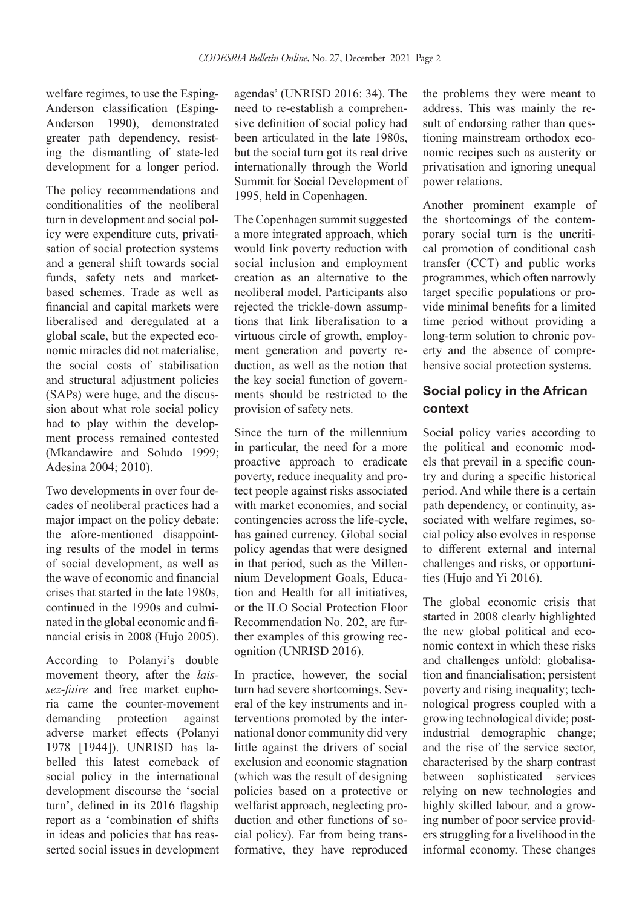welfare regimes, to use the Esping-Anderson classification (Esping-Anderson 1990), demonstrated greater path dependency, resisting the dismantling of state-led development for a longer period.

The policy recommendations and conditionalities of the neoliberal turn in development and social policy were expenditure cuts, privatisation of social protection systems and a general shift towards social funds, safety nets and market-based schemes. Trade as well as financial and capital markets were liberalised and deregulated at a global scale, but the expected economic miracles did not materialise, the social costs of stabilisation and structural adjustment policies (SAPs) were huge, and the discussion about what role social policy had to play within the development process remained contested (Mkandawire and Soludo 1999; Adesina 2004; 2010).

Two developments in over four decades of neoliberal practices had a major impact on the policy debate: the afore-mentioned disappointing results of the model in terms of social development, as well as the wave of economic and financial crises that started in the late 1980s, continued in the 1990s and culminated in the global economic and financial crisis in 2008 (Hujo 2005).

According to Polanyi's double movement theory, after the *laissez-faire* and free market euphoria came the counter-movement demanding protection against adverse market effects (Polanyi 1978 [1944]). UNRISD has labelled this latest comeback of social policy in the international development discourse the 'social turn', defined in its 2016 flagship report as a 'combination of shifts in ideas and policies that has reasserted social issues in development agendas' (UNRISD 2016: 34). The need to re-establish a comprehensive definition of social policy had been articulated in the late 1980s, but the social turn got its real drive internationally through the World Summit for Social Development of 1995, held in Copenhagen.

The Copenhagen summit suggested a more integrated approach, which would link poverty reduction with social inclusion and employment creation as an alternative to the neoliberal model. Participants also rejected the trickle-down assumptions that link liberalisation to a virtuous circle of growth, employment generation and poverty reduction, as well as the notion that the key social function of governments should be restricted to the provision of safety nets.

Since the turn of the millennium in particular, the need for a more proactive approach to eradicate poverty, reduce inequality and protect people against risks associated with market economies, and social contingencies across the life-cycle, has gained currency. Global social policy agendas that were designed in that period, such as the Millennium Development Goals, Education and Health for all initiatives, or the ILO Social Protection Floor Recommendation No. 202, are further examples of this growing recognition (UNRISD 2016).

In practice, however, the social turn had severe shortcomings. Several of the key instruments and interventions promoted by the international donor community did very little against the drivers of social exclusion and economic stagnation (which was the result of designing policies based on a protective or welfarist approach, neglecting production and other functions of social policy). Far from being transformative, they have reproduced the problems they were meant to address. This was mainly the result of endorsing rather than questioning mainstream orthodox economic recipes such as austerity or privatisation and ignoring unequal power relations.

Another prominent example of the shortcomings of the contemporary social turn is the uncritical promotion of conditional cash transfer (CCT) and public works programmes, which often narrowly target specific populations or provide minimal benefits for a limited time period without providing a long-term solution to chronic poverty and the absence of comprehensive social protection systems.

## Social policy in the African context

Social policy varies according to the political and economic models that prevail in a specific country and during a specific historical period. And while there is a certain path dependency, or continuity, associated with welfare regimes, social policy also evolves in response to different external and internal challenges and risks, or opportunities (Hujo and Yi 2016).

The global economic crisis that started in 2008 clearly highlighted the new global political and economic context in which these risks and challenges unfold: globalisation and financialisation; persistent poverty and rising inequality; technological progress coupled with a growing technological divide; post-industrial demographic change; and the rise of the service sector, characterised by the sharp contrast between sophisticated services relying on new technologies and highly skilled labour, and a growing number of poor service providers struggling for a livelihood in the informal economy. These changes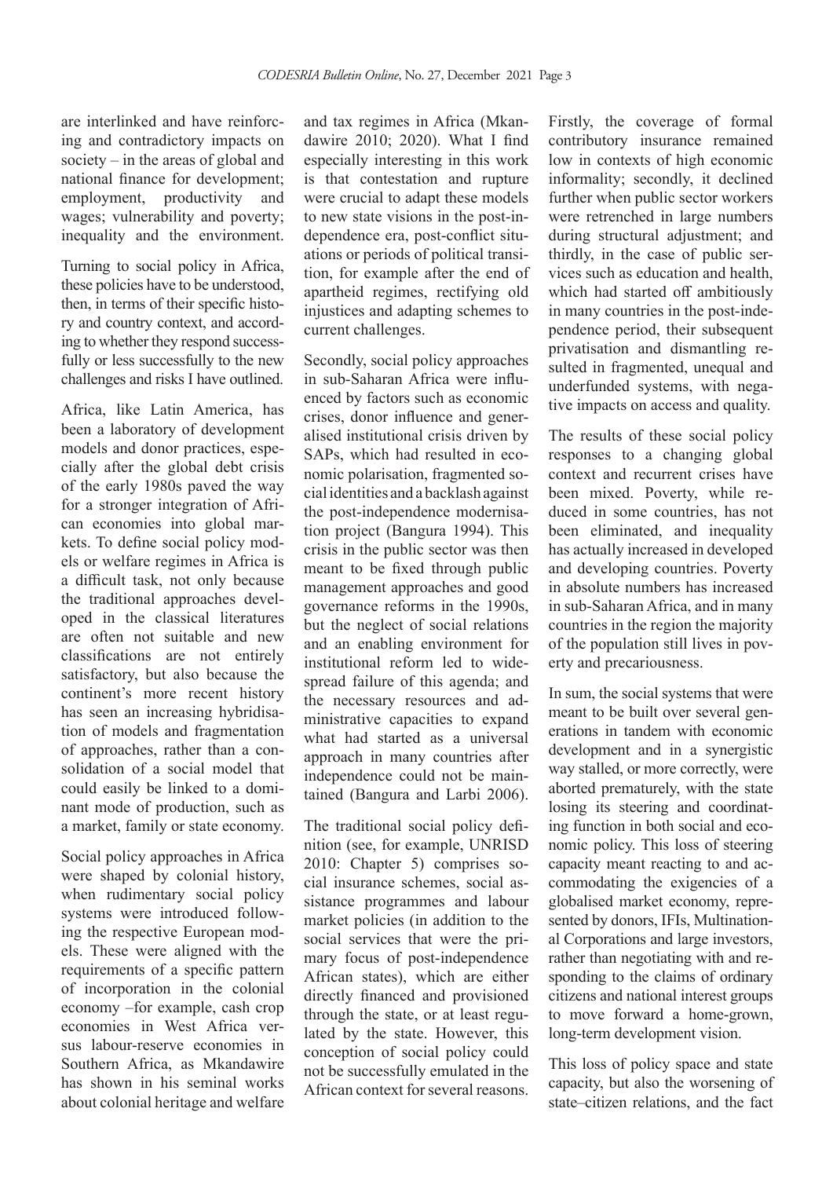are interlinked and have reinforcing and contradictory impacts on society – in the areas of global and national finance for development; employment, productivity and wages; vulnerability and poverty; inequality and the environment.

Turning to social policy in Africa, these policies have to be understood, then, in terms of their specific history and country context, and according to whether they respond successfully or less successfully to the new challenges and risks I have outlined.

Africa, like Latin America, has been a laboratory of development models and donor practices, especially after the global debt crisis of the early 1980s paved the way for a stronger integration of African economies into global markets. To define social policy models or welfare regimes in Africa is a difficult task, not only because the traditional approaches developed in the classical literatures are often not suitable and new classifications are not entirely satisfactory, but also because the continent's more recent history has seen an increasing hybridisation of models and fragmentation of approaches, rather than a consolidation of a social model that could easily be linked to a dominant mode of production, such as a market, family or state economy.

Social policy approaches in Africa were shaped by colonial history, when rudimentary social policy systems were introduced following the respective European models. These were aligned with the requirements of a specific pattern of incorporation in the colonial economy –for example, cash crop economies in West Africa versus labour-reserve economies in Southern Africa, as Mkandawire has shown in his seminal works about colonial heritage and welfare and tax regimes in Africa (Mkandawire 2010; 2020). What I find especially interesting in this work is that contestation and rupture were crucial to adapt these models to new state visions in the post-independence era, post-conflict situations or periods of political transition, for example after the end of apartheid regimes, rectifying old injustices and adapting schemes to current challenges.

Secondly, social policy approaches in sub-Saharan Africa were influenced by factors such as economic crises, donor influence and generalised institutional crisis driven by SAPs, which had resulted in economic polarisation, fragmented social identities and a backlash against the post-independence modernisation project (Bangura 1994). This crisis in the public sector was then meant to be fixed through public management approaches and good governance reforms in the 1990s, but the neglect of social relations and an enabling environment for institutional reform led to widespread failure of this agenda; and the necessary resources and administrative capacities to expand what had started as a universal approach in many countries after independence could not be maintained (Bangura and Larbi 2006).

The traditional social policy definition (see, for example, UNRISD 2010: Chapter 5) comprises social insurance schemes, social assistance programmes and labour market policies (in addition to the social services that were the primary focus of post-independence African states), which are either directly financed and provisioned through the state, or at least regulated by the state. However, this conception of social policy could not be successfully emulated in the African context for several reasons. Firstly, the coverage of formal contributory insurance remained low in contexts of high economic informality; secondly, it declined further when public sector workers were retrenched in large numbers during structural adjustment; and thirdly, in the case of public services such as education and health, which had started off ambitiously in many countries in the post-independence period, their subsequent privatisation and dismantling resulted in fragmented, unequal and underfunded systems, with negative impacts on access and quality.

The results of these social policy responses to a changing global context and recurrent crises have been mixed. Poverty, while reduced in some countries, has not been eliminated, and inequality has actually increased in developed and developing countries. Poverty in absolute numbers has increased in sub-Saharan Africa, and in many countries in the region the majority of the population still lives in poverty and precariousness.

In sum, the social systems that were meant to be built over several generations in tandem with economic development and in a synergistic way stalled, or more correctly, were aborted prematurely, with the state losing its steering and coordinating function in both social and economic policy. This loss of steering capacity meant reacting to and accommodating the exigencies of a globalised market economy, represented by donors, IFIs, Multinational Corporations and large investors, rather than negotiating with and responding to the claims of ordinary citizens and national interest groups to move forward a home-grown, long-term development vision.

This loss of policy space and state capacity, but also the worsening of state–citizen relations, and the fact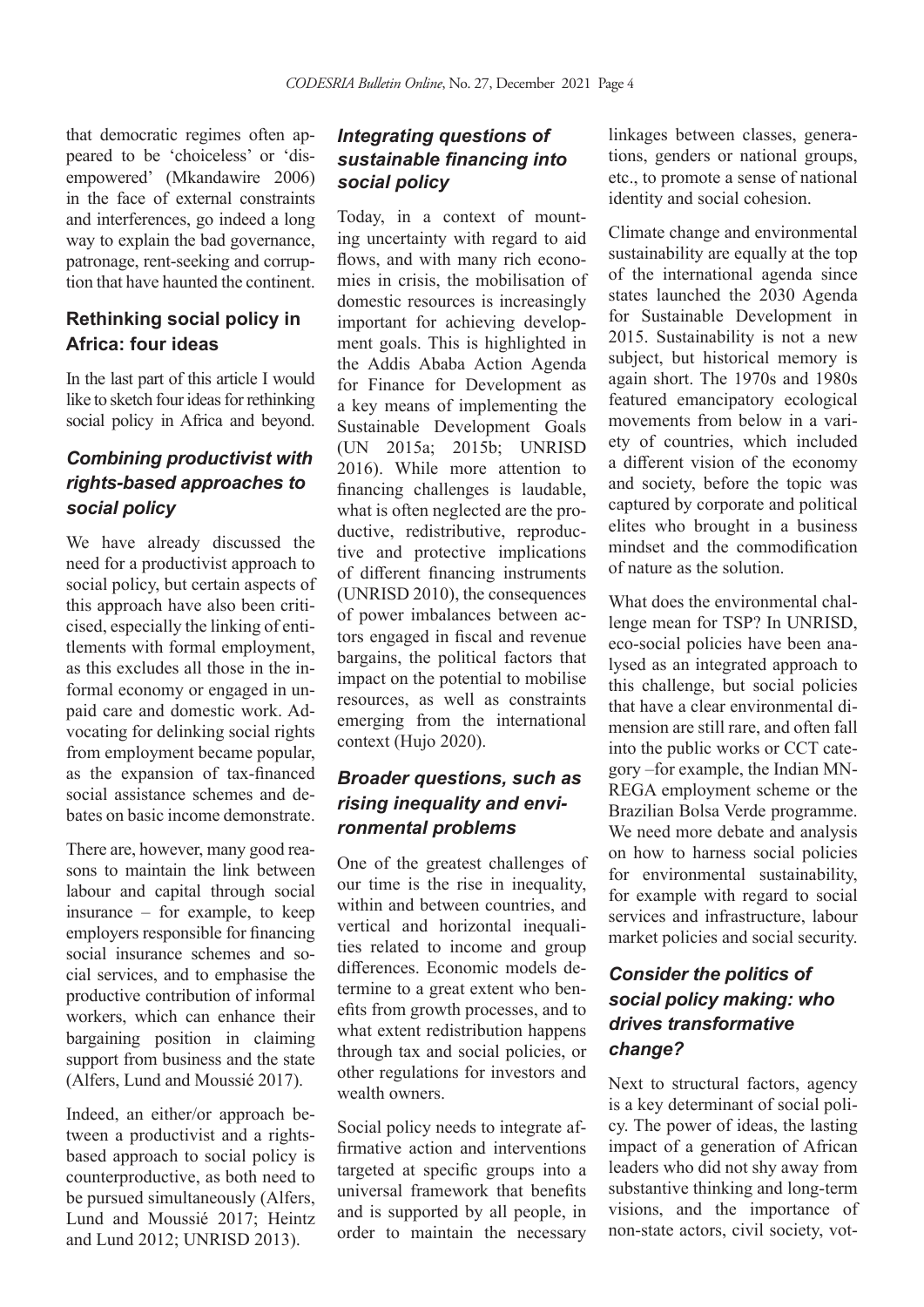that democratic regimes often appeared to be 'choiceless' or 'disempowered' (Mkandawire 2006) in the face of external constraints and interferences, go indeed a long way to explain the bad governance, patronage, rent-seeking and corruption that have haunted the continent.

## Rethinking social policy in Africa: four ideas

In the last part of this article I would like to sketch four ideas for rethinking social policy in Africa and beyond.

### *Combining productivist with rights-based approaches to social policy*

We have already discussed the need for a productivist approach to social policy, but certain aspects of this approach have also been criticised, especially the linking of entitlements with formal employment, as this excludes all those in the informal economy or engaged in unpaid care and domestic work. Advocating for delinking social rights from employment became popular, as the expansion of tax-financed social assistance schemes and debates on basic income demonstrate.

There are, however, many good reasons to maintain the link between labour and capital through social insurance – for example, to keep employers responsible for financing social insurance schemes and social services, and to emphasise the productive contribution of informal workers, which can enhance their bargaining position in claiming support from business and the state (Alfers, Lund and Moussié 2017).

Indeed, an either/or approach between a productivist and a rights-based approach to social policy is counterproductive, as both need to be pursued simultaneously (Alfers, Lund and Moussié 2017; Heintz and Lund 2012; UNRISD 2013).

### *Integrating questions of sustainable financing into social policy*

Today, in a context of mounting uncertainty with regard to aid flows, and with many rich economies in crisis, the mobilisation of domestic resources is increasingly important for achieving development goals. This is highlighted in the Addis Ababa Action Agenda for Finance for Development as a key means of implementing the Sustainable Development Goals (UN 2015a; 2015b; UNRISD 2016). While more attention to financing challenges is laudable, what is often neglected are the productive, redistributive, reproductive and protective implications of different financing instruments (UNRISD 2010), the consequences of power imbalances between actors engaged in fiscal and revenue bargains, the political factors that impact on the potential to mobilise resources, as well as constraints emerging from the international context (Hujo 2020).

### *Broader questions, such as rising inequality and environmental problems*

One of the greatest challenges of our time is the rise in inequality, within and between countries, and vertical and horizontal inequalities related to income and group differences. Economic models determine to a great extent who benefits from growth processes, and to what extent redistribution happens through tax and social policies, or other regulations for investors and wealth owners.

Social policy needs to integrate affirmative action and interventions targeted at specific groups into a universal framework that benefits and is supported by all people, in order to maintain the necessary linkages between classes, generations, genders or national groups, etc., to promote a sense of national identity and social cohesion.

Climate change and environmental sustainability are equally at the top of the international agenda since states launched the 2030 Agenda for Sustainable Development in 2015. Sustainability is not a new subject, but historical memory is again short. The 1970s and 1980s featured emancipatory ecological movements from below in a variety of countries, which included a different vision of the economy and society, before the topic was captured by corporate and political elites who brought in a business mindset and the commodification of nature as the solution.

What does the environmental challenge mean for TSP? In UNRISD, eco-social policies have been analysed as an integrated approach to this challenge, but social policies that have a clear environmental dimension are still rare, and often fall into the public works or CCT category –for example, the Indian MNREGA employment scheme or the Brazilian Bolsa Verde programme. We need more debate and analysis on how to harness social policies for environmental sustainability, for example with regard to social services and infrastructure, labour market policies and social security.

### *Consider the politics of social policy making: who drives transformative change?*

Next to structural factors, agency is a key determinant of social policy. The power of ideas, the lasting impact of a generation of African leaders who did not shy away from substantive thinking and long-term visions, and the importance of non-state actors, civil society, vot-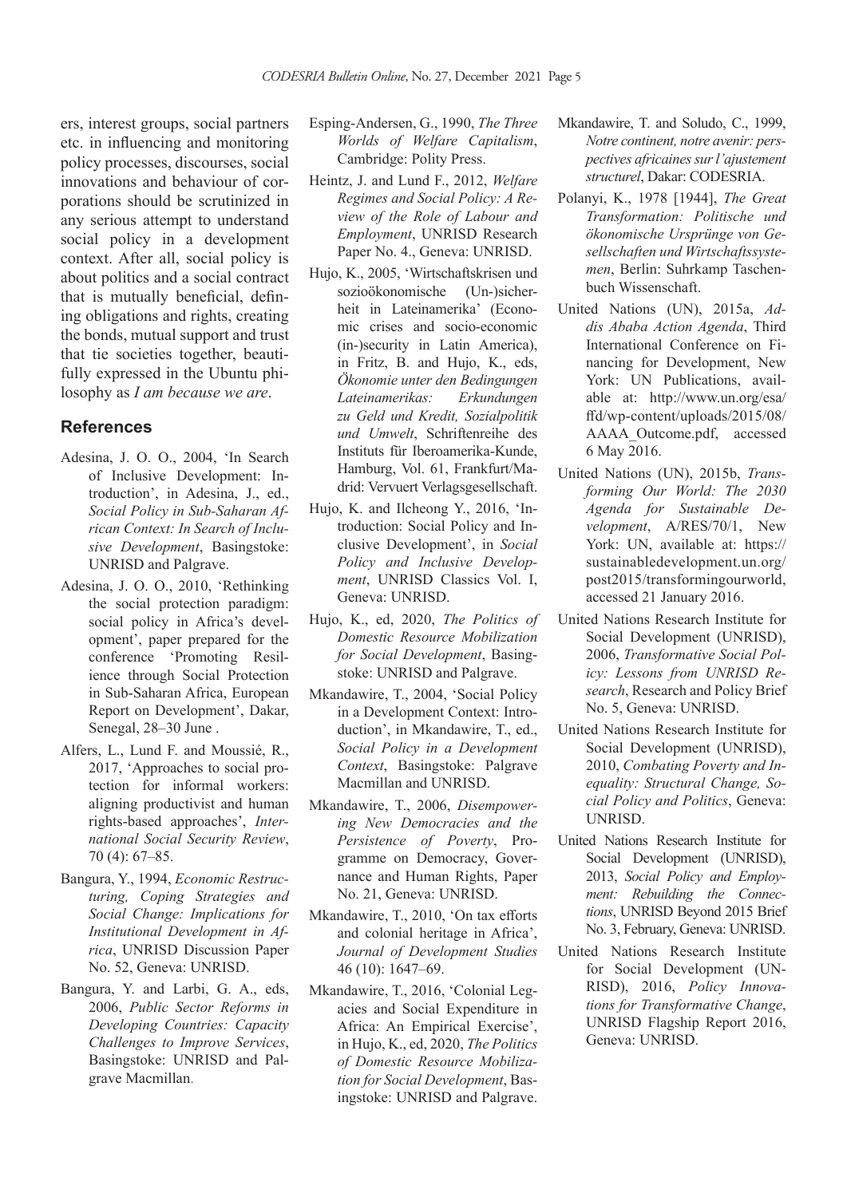ers, interest groups, social partners etc. in influencing and monitoring policy processes, discourses, social innovations and behaviour of corporations should be scrutinized in any serious attempt to understand social policy in a development context. After all, social policy is about politics and a social contract that is mutually beneficial, defining obligations and rights, creating the bonds, mutual support and trust that tie societies together, beautifully expressed in the Ubuntu philosophy as *I am because we are*.

## References

Adesina, J. O. O., 2004, 'In Search of Inclusive Development: Introduction', in Adesina, J., ed., *Social Policy in Sub-Saharan African Context: In Search of Inclusive Development*, Basingstoke: UNRISD and Palgrave.

Adesina, J. O. O., 2010, 'Rethinking the social protection paradigm: social policy in Africa's development', paper prepared for the conference 'Promoting Resilience through Social Protection in Sub-Saharan Africa, European Report on Development', Dakar, Senegal, 28–30 June .

Alfers, L., Lund F. and Moussié, R., 2017, 'Approaches to social protection for informal workers: aligning productivist and human rights-based approaches', *International Social Security Review*, 70 (4): 67–85.

Bangura, Y., 1994, *Economic Restructuring, Coping Strategies and Social Change: Implications for Institutional Development in Africa*, UNRISD Discussion Paper No. 52, Geneva: UNRISD.

Bangura, Y. and Larbi, G. A., eds, 2006, *Public Sector Reforms in Developing Countries: Capacity Challenges to Improve Services*, Basingstoke: UNRISD and Palgrave Macmillan.

Esping-Andersen, G., 1990, *The Three Worlds of Welfare Capitalism*, Cambridge: Polity Press.

Heintz, J. and Lund F., 2012, *Welfare Regimes and Social Policy: A Review of the Role of Labour and Employment*, UNRISD Research Paper No. 4., Geneva: UNRISD.

Hujo, K., 2005, 'Wirtschaftskrisen und sozioökonomische (Un-)sicherheit in Lateinamerika' (Economic crises and socio-economic (in-)security in Latin America), in Fritz, B. and Hujo, K., eds, *Ökonomie unter den Bedingungen Lateinamerikas: Erkundungen zu Geld und Kredit, Sozialpolitik und Umwelt*, Schriftenreihe des Instituts für Iberoamerika-Kunde, Hamburg, Vol. 61, Frankfurt/Madrid: Vervuert Verlagsgesellschaft.

Hujo, K. and Ilcheong Y., 2016, 'Introduction: Social Policy and Inclusive Development', in *Social Policy and Inclusive Development*, UNRISD Classics Vol. I, Geneva: UNRISD.

Hujo, K., ed, 2020, *The Politics of Domestic Resource Mobilization for Social Development*, Basingstoke: UNRISD and Palgrave.

Mkandawire, T., 2004, 'Social Policy in a Development Context: Introduction', in Mkandawire, T., ed., *Social Policy in a Development Context*, Basingstoke: Palgrave Macmillan and UNRISD.

Mkandawire, T., 2006, *Disempowering New Democracies and the Persistence of Poverty*, Programme on Democracy, Governance and Human Rights, Paper No. 21, Geneva: UNRISD.

Mkandawire, T., 2010, 'On tax efforts and colonial heritage in Africa', *Journal of Development Studies* 46 (10): 1647–69.

Mkandawire, T., 2016, 'Colonial Legacies and Social Expenditure in Africa: An Empirical Exercise', in Hujo, K., ed, 2020, *The Politics of Domestic Resource Mobilization for Social Development*, Basingstoke: UNRISD and Palgrave.

Mkandawire, T. and Soludo, C., 1999, *Notre continent, notre avenir: perspectives africaines sur l'ajustement structurel*, Dakar: CODESRIA.

Polanyi, K., 1978 [1944], *The Great Transformation: Politische und ökonomische Ursprünge von Gesellschaften und Wirtschaftssystemen*, Berlin: Suhrkamp Taschenbuch Wissenschaft.

United Nations (UN), 2015a, *Addis Ababa Action Agenda*, Third International Conference on Financing for Development, New York: UN Publications, available at: http://www.un.org/esa/ffd/wp-content/uploads/2015/08/AAAA_Outcome.pdf, accessed 6 May 2016.

United Nations (UN), 2015b, *Transforming Our World: The 2030 Agenda for Sustainable Development*, A/RES/70/1, New York: UN, available at: https://sustainabledevelopment.un.org/post2015/transformingourworld, accessed 21 January 2016.

United Nations Research Institute for Social Development (UNRISD), 2006, *Transformative Social Policy: Lessons from UNRISD Research*, Research and Policy Brief No. 5, Geneva: UNRISD.

United Nations Research Institute for Social Development (UNRISD), 2010, *Combating Poverty and Inequality: Structural Change, Social Policy and Politics*, Geneva: UNRISD.

United Nations Research Institute for Social Development (UNRISD), 2013, *Social Policy and Employment: Rebuilding the Connections*, UNRISD Beyond 2015 Brief No. 3, February, Geneva: UNRISD.

United Nations Research Institute for Social Development (UNRISD), 2016, *Policy Innovations for Transformative Change*, UNRISD Flagship Report 2016, Geneva: UNRISD.